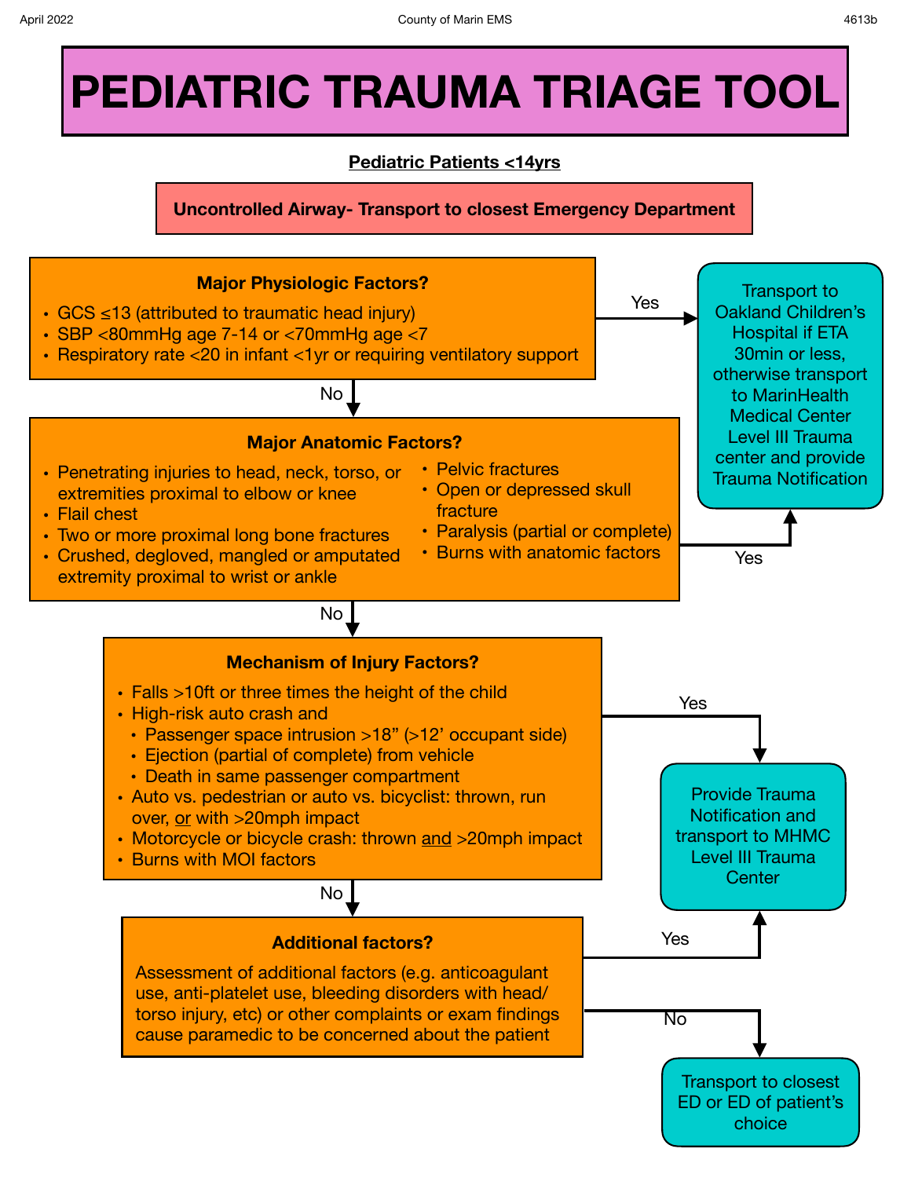# PEDIATRIC TRAUMA TRIAGE TOOL

**Pediatric Patients <14yrs**

**Uncontrolled Airway- Transport to closest Emergency Department**

### Major Physiologic Factors?

- GCS ≤13 (attributed to traumatic head injury)
- SBP <80mmHg age 7-14 or <70mmHg age <7
- Respiratory rate <20 in infant <1yr or requiring ventilatory support

**Yes** → Transport to Oakland Children's Hospital if ETA 30min or less, otherwise transport to MarinHealth Medical Center Level III Trauma center and provide Trauma Notification

**No** ↓

### Major Anatomic Factors?

- Penetrating injuries to head, neck, torso, or extremities proximal to elbow or knee
- Flail chest
- Two or more proximal long bone fractures
- Crushed, degloved, mangled or amputated extremity proximal to wrist or ankle
- Pelvic fractures
- Open or depressed skull fracture
- Paralysis (partial or complete)
- Burns with anatomic factors

**Yes** → Transport to Oakland Children's Hospital if ETA 30min or less, otherwise transport to MarinHealth Medical Center Level III Trauma center and provide Trauma Notification

**No** ↓

### Mechanism of Injury Factors?

- Falls >10ft or three times the height of the child
- High-risk auto crash and
  - Passenger space intrusion >18" (>12' occupant side)
  - Ejection (partial of complete) from vehicle
  - Death in same passenger compartment
- Auto vs. pedestrian or auto vs. bicyclist: thrown, run over, or with >20mph impact
- Motorcycle or bicycle crash: thrown and >20mph impact
- Burns with MOI factors

**Yes** → Provide Trauma Notification and transport to MHMC Level III Trauma Center

**No** ↓

### Additional factors?

Assessment of additional factors (e.g. anticoagulant use, anti-platelet use, bleeding disorders with head/torso injury, etc) or other complaints or exam findings cause paramedic to be concerned about the patient

**Yes** → Provide Trauma Notification and transport to MHMC Level III Trauma Center

**No** → Transport to closest ED or ED of patient's choice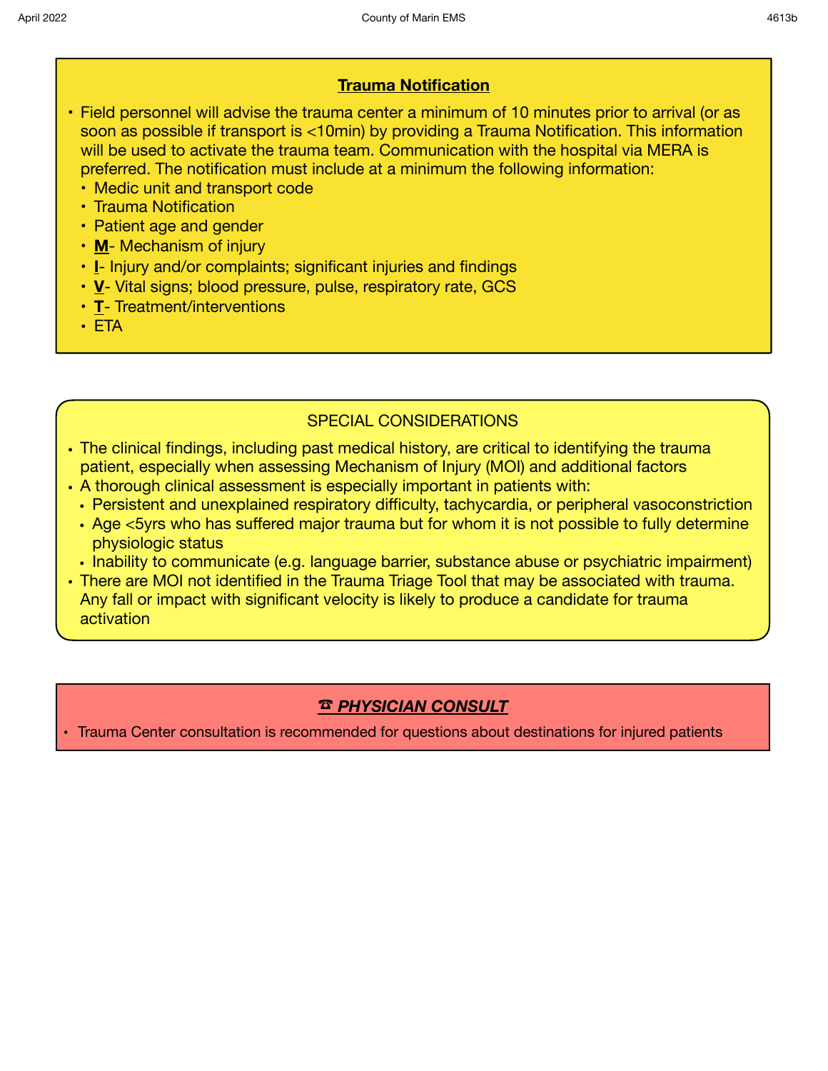## Trauma Notification

- Field personnel will advise the trauma center a minimum of 10 minutes prior to arrival (or as soon as possible if transport is <10min) by providing a Trauma Notification. This information will be used to activate the trauma team. Communication with the hospital via MERA is preferred. The notification must include at a minimum the following information:
  - Medic unit and transport code
  - Trauma Notification
  - Patient age and gender
  - **M**- Mechanism of injury
  - **I**- Injury and/or complaints; significant injuries and findings
  - **V**- Vital signs; blood pressure, pulse, respiratory rate, GCS
  - **T**- Treatment/interventions
  - ETA

## SPECIAL CONSIDERATIONS

- The clinical findings, including past medical history, are critical to identifying the trauma patient, especially when assessing Mechanism of Injury (MOI) and additional factors
- A thorough clinical assessment is especially important in patients with:
  - Persistent and unexplained respiratory difficulty, tachycardia, or peripheral vasoconstriction
  - Age <5yrs who has suffered major trauma but for whom it is not possible to fully determine physiologic status
  - Inability to communicate (e.g. language barrier, substance abuse or psychiatric impairment)
- There are MOI not identified in the Trauma Triage Tool that may be associated with trauma. Any fall or impact with significant velocity is likely to produce a candidate for trauma activation

## ☎ ***PHYSICIAN CONSULT***

- Trauma Center consultation is recommended for questions about destinations for injured patients